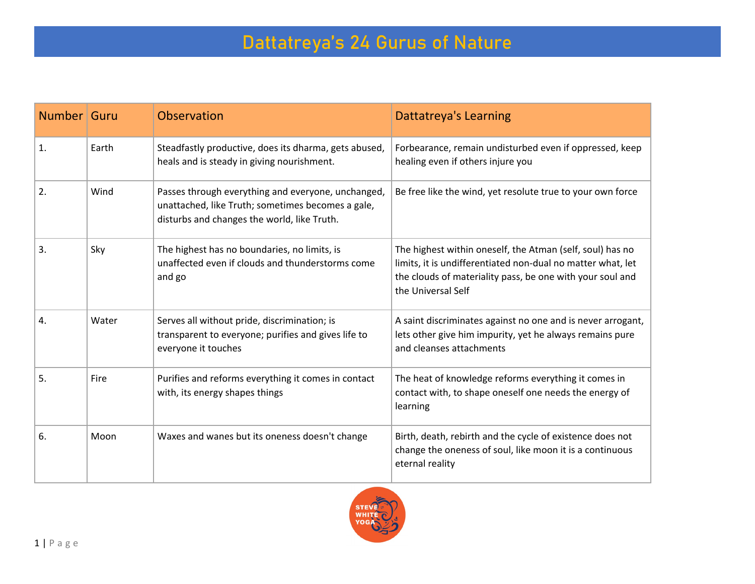# Dattatreya's 24 Gurus of Nature

| Number | Guru | Observation | Dattatreya's Learning |
|---|---|---|---|
| 1. | Earth | Steadfastly productive, does its dharma, gets abused, heals and is steady in giving nourishment. | Forbearance, remain undisturbed even if oppressed, keep healing even if others injure you |
| 2. | Wind | Passes through everything and everyone, unchanged, unattached, like Truth; sometimes becomes a gale, disturbs and changes the world, like Truth. | Be free like the wind, yet resolute true to your own force |
| 3. | Sky | The highest has no boundaries, no limits, is unaffected even if clouds and thunderstorms come and go | The highest within oneself, the Atman (self, soul) has no limits, it is undifferentiated non-dual no matter what, let the clouds of materiality pass, be one with your soul and the Universal Self |
| 4. | Water | Serves all without pride, discrimination; is transparent to everyone; purifies and gives life to everyone it touches | A saint discriminates against no one and is never arrogant, lets other give him impurity, yet he always remains pure and cleanses attachments |
| 5. | Fire | Purifies and reforms everything it comes in contact with, its energy shapes things | The heat of knowledge reforms everything it comes in contact with, to shape oneself one needs the energy of learning |
| 6. | Moon | Waxes and wanes but its oneness doesn't change | Birth, death, rebirth and the cycle of existence does not change the oneness of soul, like moon it is a continuous eternal reality |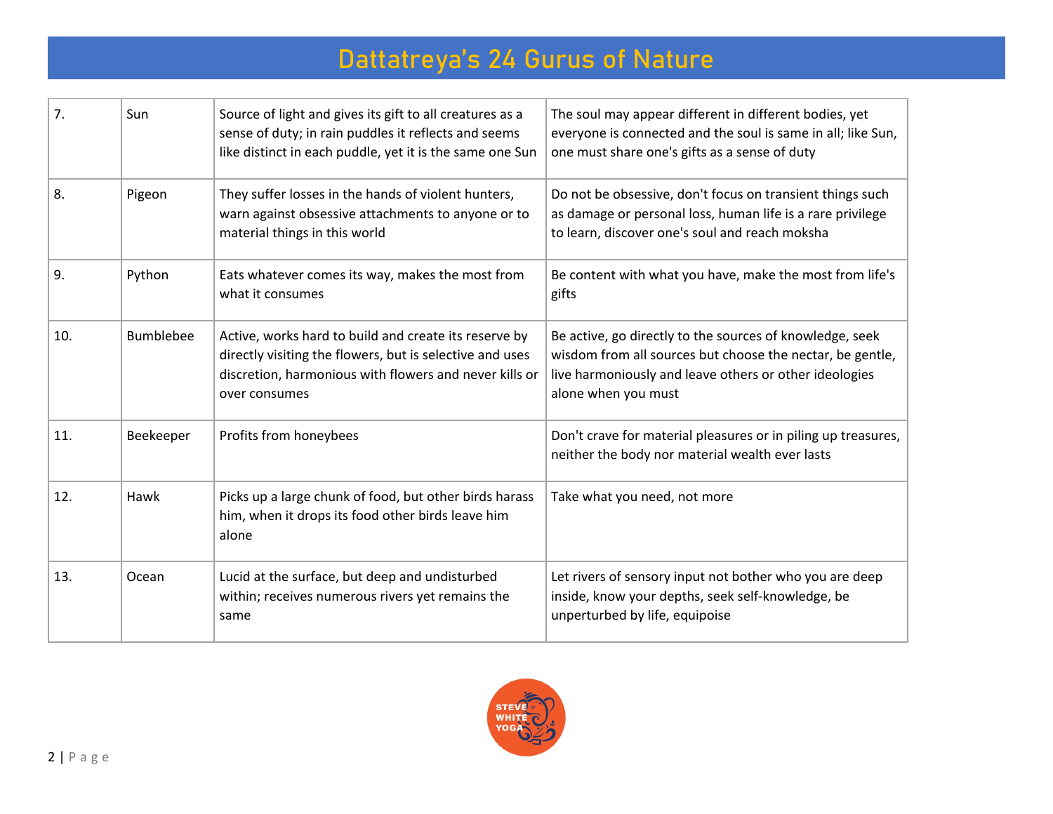# Dattatreya's 24 Gurus of Nature

| | | | |
|---|---|---|---|
| 7. | Sun | Source of light and gives its gift to all creatures as a sense of duty; in rain puddles it reflects and seems like distinct in each puddle, yet it is the same one Sun | The soul may appear different in different bodies, yet everyone is connected and the soul is same in all; like Sun, one must share one's gifts as a sense of duty |
| 8. | Pigeon | They suffer losses in the hands of violent hunters, warn against obsessive attachments to anyone or to material things in this world | Do not be obsessive, don't focus on transient things such as damage or personal loss, human life is a rare privilege to learn, discover one's soul and reach moksha |
| 9. | Python | Eats whatever comes its way, makes the most from what it consumes | Be content with what you have, make the most from life's gifts |
| 10. | Bumblebee | Active, works hard to build and create its reserve by directly visiting the flowers, but is selective and uses discretion, harmonious with flowers and never kills or over consumes | Be active, go directly to the sources of knowledge, seek wisdom from all sources but choose the nectar, be gentle, live harmoniously and leave others or other ideologies alone when you must |
| 11. | Beekeeper | Profits from honeybees | Don't crave for material pleasures or in piling up treasures, neither the body nor material wealth ever lasts |
| 12. | Hawk | Picks up a large chunk of food, but other birds harass him, when it drops its food other birds leave him alone | Take what you need, not more |
| 13. | Ocean | Lucid at the surface, but deep and undisturbed within; receives numerous rivers yet remains the same | Let rivers of sensory input not bother who you are deep inside, know your depths, seek self-knowledge, be unperturbed by life, equipoise |

STEVE WHITE YOGA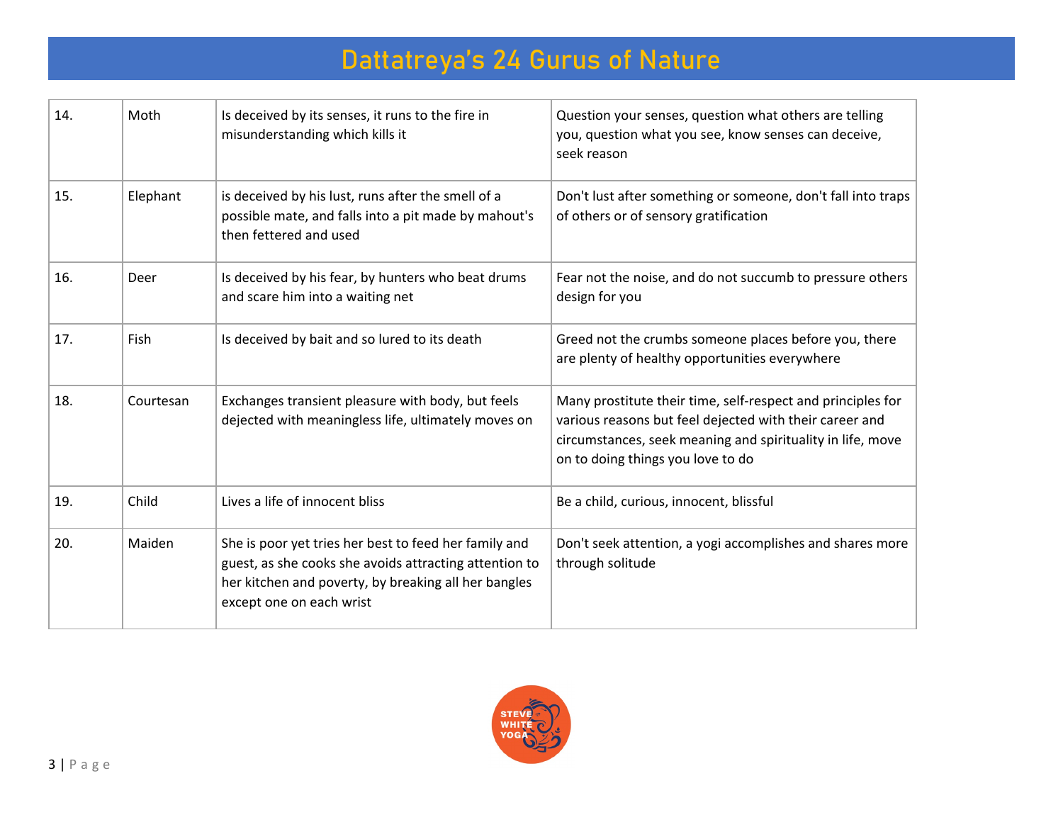# Dattatreya's 24 Gurus of Nature

| | | | |
|---|---|---|---|
| 14. | Moth | Is deceived by its senses, it runs to the fire in misunderstanding which kills it | Question your senses, question what others are telling you, question what you see, know senses can deceive, seek reason |
| 15. | Elephant | is deceived by his lust, runs after the smell of a possible mate, and falls into a pit made by mahout's then fettered and used | Don't lust after something or someone, don't fall into traps of others or of sensory gratification |
| 16. | Deer | Is deceived by his fear, by hunters who beat drums and scare him into a waiting net | Fear not the noise, and do not succumb to pressure others design for you |
| 17. | Fish | Is deceived by bait and so lured to its death | Greed not the crumbs someone places before you, there are plenty of healthy opportunities everywhere |
| 18. | Courtesan | Exchanges transient pleasure with body, but feels dejected with meaningless life, ultimately moves on | Many prostitute their time, self-respect and principles for various reasons but feel dejected with their career and circumstances, seek meaning and spirituality in life, move on to doing things you love to do |
| 19. | Child | Lives a life of innocent bliss | Be a child, curious, innocent, blissful |
| 20. | Maiden | She is poor yet tries her best to feed her family and guest, as she cooks she avoids attracting attention to her kitchen and poverty, by breaking all her bangles except one on each wrist | Don't seek attention, a yogi accomplishes and shares more through solitude |

STEVE WHITE YOGA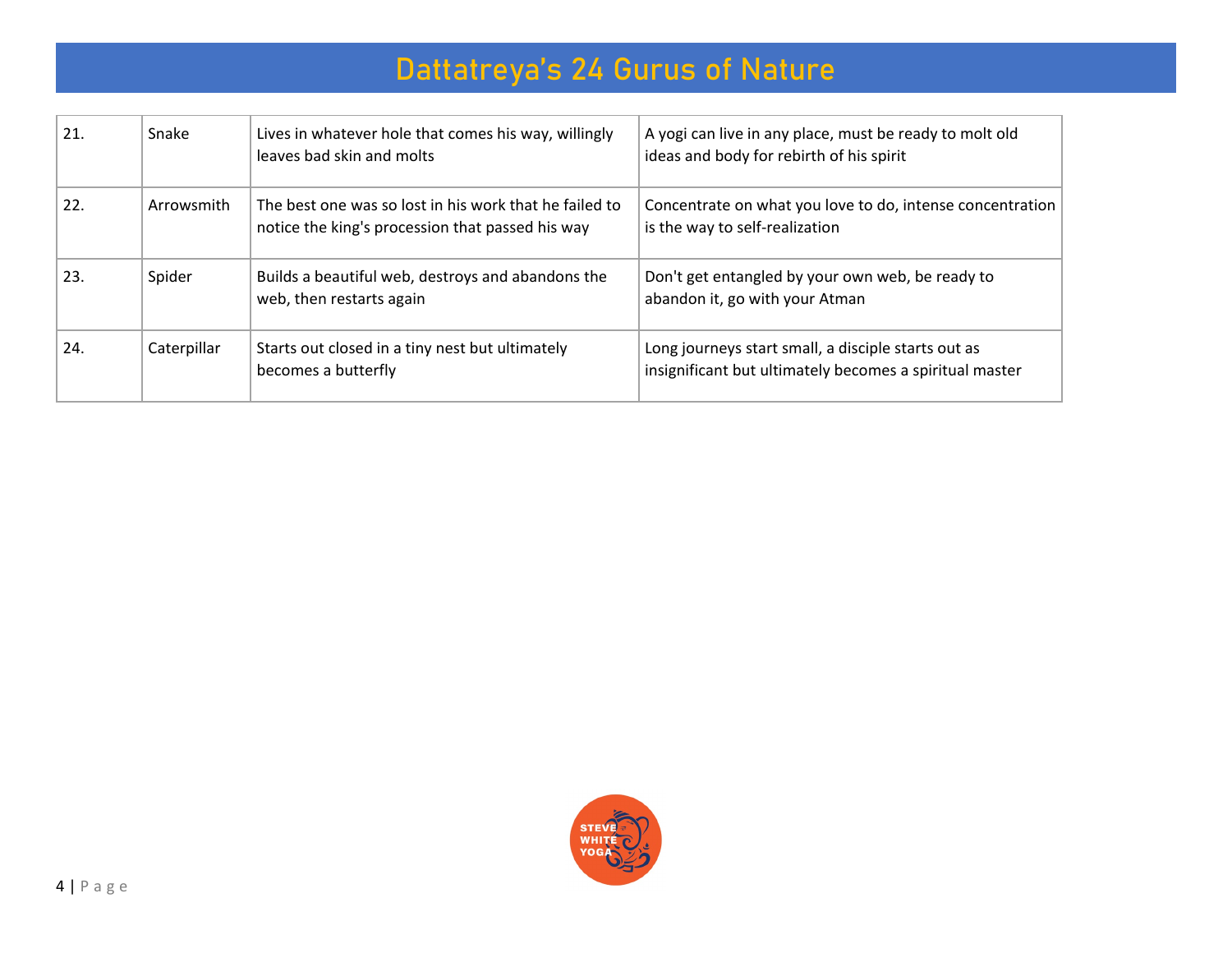# Dattatreya's 24 Gurus of Nature

| | | | |
|---|---|---|---|
| 21. | Snake | Lives in whatever hole that comes his way, willingly leaves bad skin and molts | A yogi can live in any place, must be ready to molt old ideas and body for rebirth of his spirit |
| 22. | Arrowsmith | The best one was so lost in his work that he failed to notice the king's procession that passed his way | Concentrate on what you love to do, intense concentration is the way to self-realization |
| 23. | Spider | Builds a beautiful web, destroys and abandons the web, then restarts again | Don't get entangled by your own web, be ready to abandon it, go with your Atman |
| 24. | Caterpillar | Starts out closed in a tiny nest but ultimately becomes a butterfly | Long journeys start small, a disciple starts out as insignificant but ultimately becomes a spiritual master |